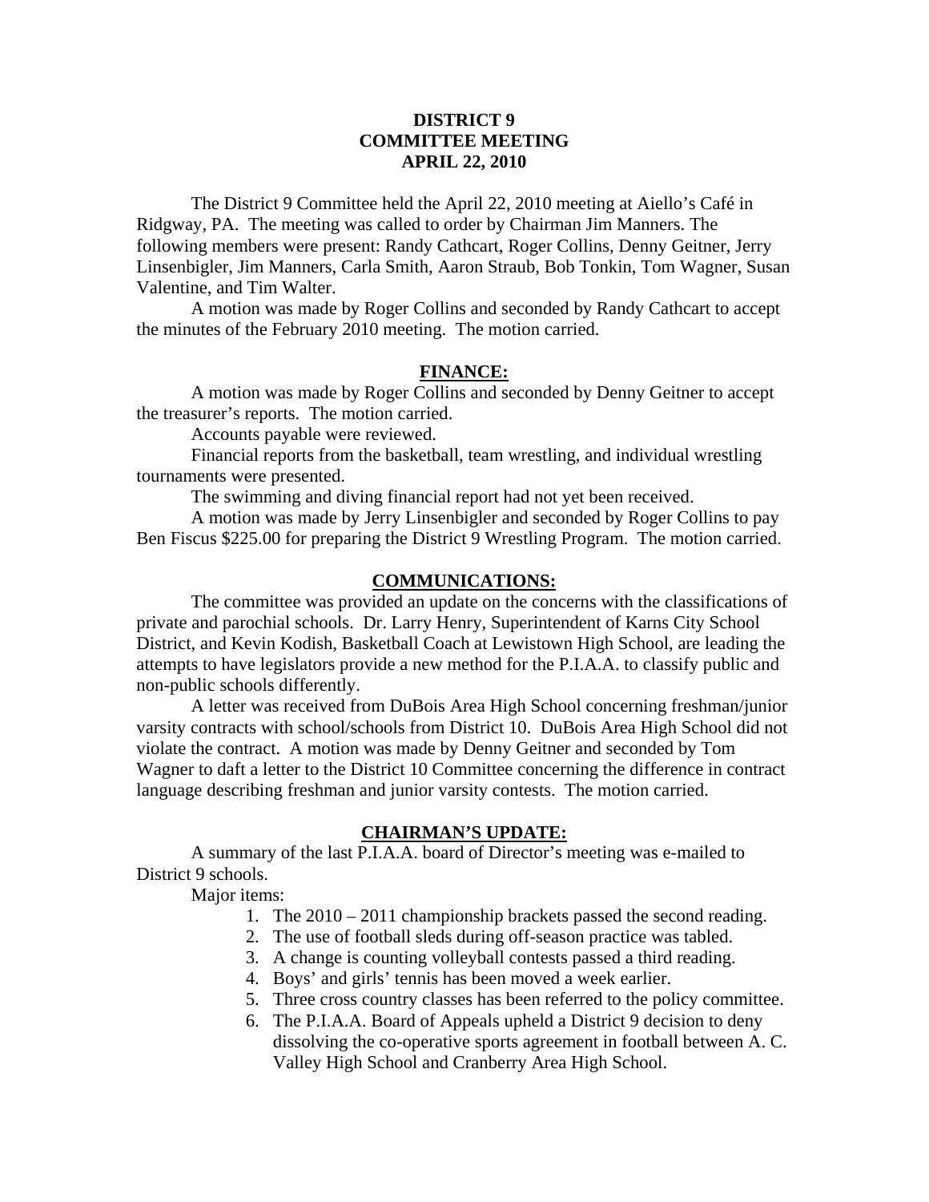# DISTRICT 9
# COMMITTEE MEETING
# APRIL 22, 2010

The District 9 Committee held the April 22, 2010 meeting at Aiello's Café in Ridgway, PA. The meeting was called to order by Chairman Jim Manners. The following members were present: Randy Cathcart, Roger Collins, Denny Geitner, Jerry Linsenbigler, Jim Manners, Carla Smith, Aaron Straub, Bob Tonkin, Tom Wagner, Susan Valentine, and Tim Walter.

A motion was made by Roger Collins and seconded by Randy Cathcart to accept the minutes of the February 2010 meeting. The motion carried.

## FINANCE:

A motion was made by Roger Collins and seconded by Denny Geitner to accept the treasurer's reports. The motion carried.

Accounts payable were reviewed.

Financial reports from the basketball, team wrestling, and individual wrestling tournaments were presented.

The swimming and diving financial report had not yet been received.

A motion was made by Jerry Linsenbigler and seconded by Roger Collins to pay Ben Fiscus $225.00 for preparing the District 9 Wrestling Program. The motion carried.

## COMMUNICATIONS:

The committee was provided an update on the concerns with the classifications of private and parochial schools. Dr. Larry Henry, Superintendent of Karns City School District, and Kevin Kodish, Basketball Coach at Lewistown High School, are leading the attempts to have legislators provide a new method for the P.I.A.A. to classify public and non-public schools differently.

A letter was received from DuBois Area High School concerning freshman/junior varsity contracts with school/schools from District 10. DuBois Area High School did not violate the contract. A motion was made by Denny Geitner and seconded by Tom Wagner to daft a letter to the District 10 Committee concerning the difference in contract language describing freshman and junior varsity contests. The motion carried.

## CHAIRMAN'S UPDATE:

A summary of the last P.I.A.A. board of Director's meeting was e-mailed to District 9 schools.

Major items:

1. The 2010 – 2011 championship brackets passed the second reading.
2. The use of football sleds during off-season practice was tabled.
3. A change is counting volleyball contests passed a third reading.
4. Boys' and girls' tennis has been moved a week earlier.
5. Three cross country classes has been referred to the policy committee.
6. The P.I.A.A. Board of Appeals upheld a District 9 decision to deny dissolving the co-operative sports agreement in football between A. C. Valley High School and Cranberry Area High School.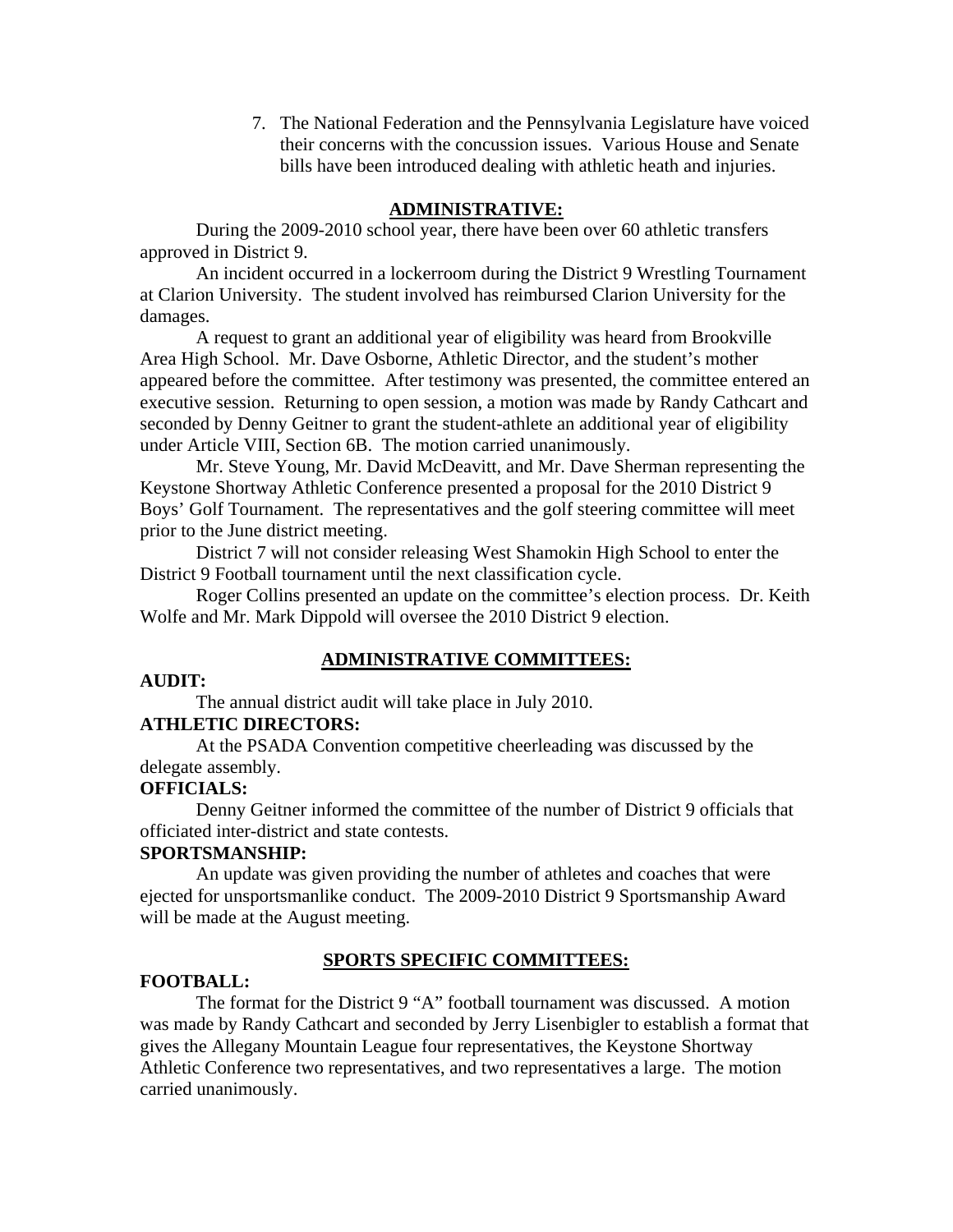7. The National Federation and the Pennsylvania Legislature have voiced their concerns with the concussion issues. Various House and Senate bills have been introduced dealing with athletic heath and injuries.

## ADMINISTRATIVE:

During the 2009-2010 school year, there have been over 60 athletic transfers approved in District 9.

An incident occurred in a lockerroom during the District 9 Wrestling Tournament at Clarion University. The student involved has reimbursed Clarion University for the damages.

A request to grant an additional year of eligibility was heard from Brookville Area High School. Mr. Dave Osborne, Athletic Director, and the student's mother appeared before the committee. After testimony was presented, the committee entered an executive session. Returning to open session, a motion was made by Randy Cathcart and seconded by Denny Geitner to grant the student-athlete an additional year of eligibility under Article VIII, Section 6B. The motion carried unanimously.

Mr. Steve Young, Mr. David McDeavitt, and Mr. Dave Sherman representing the Keystone Shortway Athletic Conference presented a proposal for the 2010 District 9 Boys' Golf Tournament. The representatives and the golf steering committee will meet prior to the June district meeting.

District 7 will not consider releasing West Shamokin High School to enter the District 9 Football tournament until the next classification cycle.

Roger Collins presented an update on the committee's election process. Dr. Keith Wolfe and Mr. Mark Dippold will oversee the 2010 District 9 election.

## ADMINISTRATIVE COMMITTEES:

**AUDIT:**

The annual district audit will take place in July 2010.

**ATHLETIC DIRECTORS:**

At the PSADA Convention competitive cheerleading was discussed by the delegate assembly.

**OFFICIALS:**

Denny Geitner informed the committee of the number of District 9 officials that officiated inter-district and state contests.

**SPORTSMANSHIP:**

An update was given providing the number of athletes and coaches that were ejected for unsportsmanlike conduct. The 2009-2010 District 9 Sportsmanship Award will be made at the August meeting.

## SPORTS SPECIFIC COMMITTEES:

**FOOTBALL:**

The format for the District 9 "A" football tournament was discussed. A motion was made by Randy Cathcart and seconded by Jerry Lisenbigler to establish a format that gives the Allegany Mountain League four representatives, the Keystone Shortway Athletic Conference two representatives, and two representatives a large. The motion carried unanimously.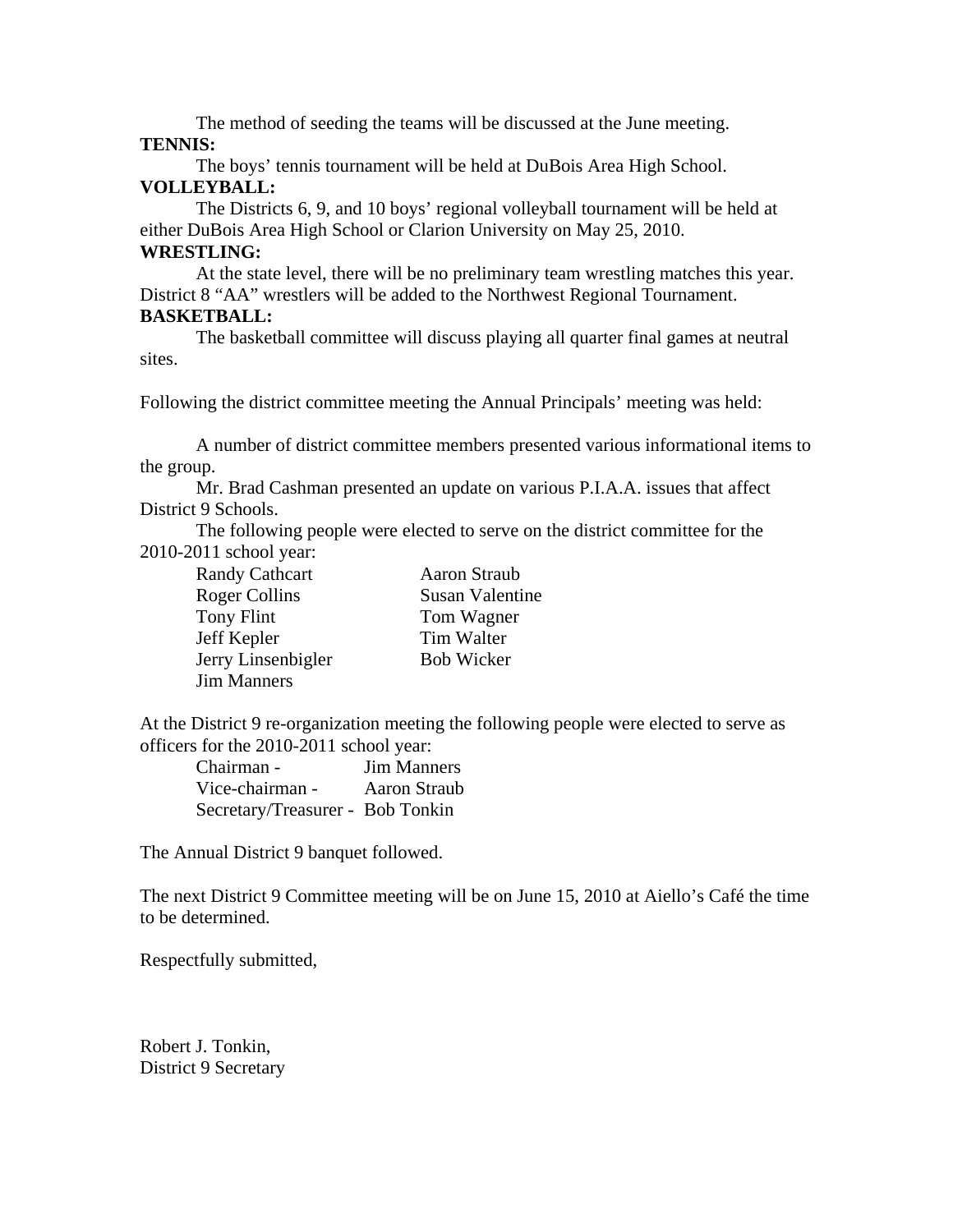The method of seeding the teams will be discussed at the June meeting.

**TENNIS:**

The boys' tennis tournament will be held at DuBois Area High School.

**VOLLEYBALL:**

The Districts 6, 9, and 10 boys' regional volleyball tournament will be held at either DuBois Area High School or Clarion University on May 25, 2010.

**WRESTLING:**

At the state level, there will be no preliminary team wrestling matches this year. District 8 "AA" wrestlers will be added to the Northwest Regional Tournament.

**BASKETBALL:**

The basketball committee will discuss playing all quarter final games at neutral sites.

Following the district committee meeting the Annual Principals' meeting was held:

A number of district committee members presented various informational items to the group.

Mr. Brad Cashman presented an update on various P.I.A.A. issues that affect District 9 Schools.

The following people were elected to serve on the district committee for the 2010-2011 school year:

| | |
|---|---|
| Randy Cathcart | Aaron Straub |
| Roger Collins | Susan Valentine |
| Tony Flint | Tom Wagner |
| Jeff Kepler | Tim Walter |
| Jerry Linsenbigler | Bob Wicker |
| Jim Manners | |

At the District 9 re-organization meeting the following people were elected to serve as officers for the 2010-2011 school year:

Chairman - Jim Manners
Vice-chairman - Aaron Straub
Secretary/Treasurer - Bob Tonkin

The Annual District 9 banquet followed.

The next District 9 Committee meeting will be on June 15, 2010 at Aiello's Café the time to be determined.

Respectfully submitted,

Robert J. Tonkin,
District 9 Secretary